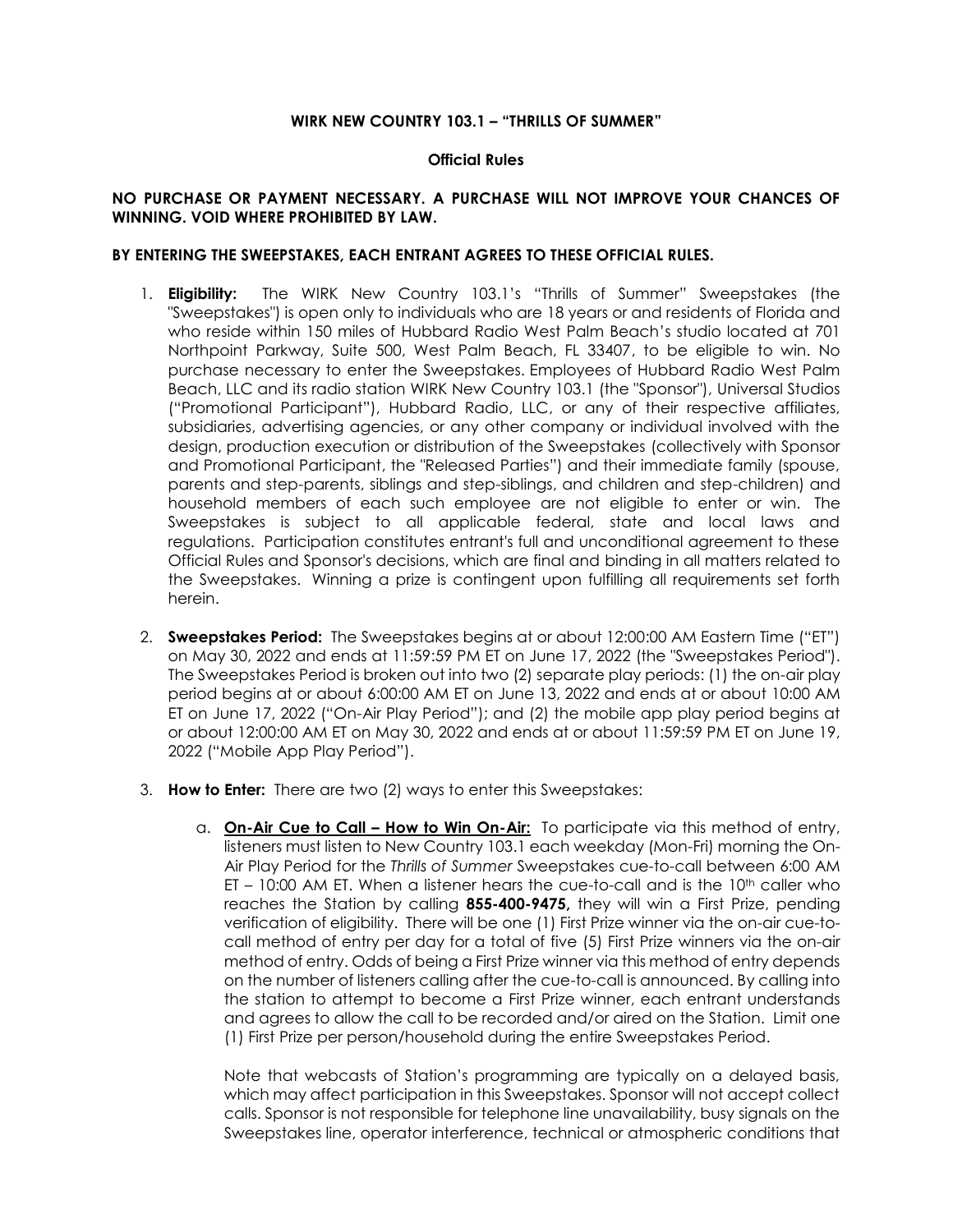**WIRK NEW COUNTRY 103.1 – "THRILLS OF SUMMER"**

**Official Rules**

**NO PURCHASE OR PAYMENT NECESSARY. A PURCHASE WILL NOT IMPROVE YOUR CHANCES OF WINNING. VOID WHERE PROHIBITED BY LAW.**

**BY ENTERING THE SWEEPSTAKES, EACH ENTRANT AGREES TO THESE OFFICIAL RULES.**

1. **Eligibility:** The WIRK New Country 103.1's "Thrills of Summer" Sweepstakes (the "Sweepstakes") is open only to individuals who are 18 years or and residents of Florida and who reside within 150 miles of Hubbard Radio West Palm Beach's studio located at 701 Northpoint Parkway, Suite 500, West Palm Beach, FL 33407, to be eligible to win. No purchase necessary to enter the Sweepstakes. Employees of Hubbard Radio West Palm Beach, LLC and its radio station WIRK New Country 103.1 (the "Sponsor"), Universal Studios ("Promotional Participant"), Hubbard Radio, LLC, or any of their respective affiliates, subsidiaries, advertising agencies, or any other company or individual involved with the design, production execution or distribution of the Sweepstakes (collectively with Sponsor and Promotional Participant, the "Released Parties") and their immediate family (spouse, parents and step-parents, siblings and step-siblings, and children and step-children) and household members of each such employee are not eligible to enter or win. The Sweepstakes is subject to all applicable federal, state and local laws and regulations. Participation constitutes entrant's full and unconditional agreement to these Official Rules and Sponsor's decisions, which are final and binding in all matters related to the Sweepstakes. Winning a prize is contingent upon fulfilling all requirements set forth herein.

2. **Sweepstakes Period:** The Sweepstakes begins at or about 12:00:00 AM Eastern Time ("ET") on May 30, 2022 and ends at 11:59:59 PM ET on June 17, 2022 (the "Sweepstakes Period"). The Sweepstakes Period is broken out into two (2) separate play periods: (1) the on-air play period begins at or about 6:00:00 AM ET on June 13, 2022 and ends at or about 10:00 AM ET on June 17, 2022 ("On-Air Play Period"); and (2) the mobile app play period begins at or about 12:00:00 AM ET on May 30, 2022 and ends at or about 11:59:59 PM ET on June 19, 2022 ("Mobile App Play Period").

3. **How to Enter:** There are two (2) ways to enter this Sweepstakes:

   a. **On-Air Cue to Call – How to Win On-Air:** To participate via this method of entry, listeners must listen to New Country 103.1 each weekday (Mon-Fri) morning the On-Air Play Period for the *Thrills of Summer* Sweepstakes cue-to-call between 6:00 AM ET – 10:00 AM ET. When a listener hears the cue-to-call and is the 10th caller who reaches the Station by calling **855-400-9475,** they will win a First Prize, pending verification of eligibility. There will be one (1) First Prize winner via the on-air cue-to-call method of entry per day for a total of five (5) First Prize winners via the on-air method of entry. Odds of being a First Prize winner via this method of entry depends on the number of listeners calling after the cue-to-call is announced. By calling into the station to attempt to become a First Prize winner, each entrant understands and agrees to allow the call to be recorded and/or aired on the Station. Limit one (1) First Prize per person/household during the entire Sweepstakes Period.

   Note that webcasts of Station's programming are typically on a delayed basis, which may affect participation in this Sweepstakes. Sponsor will not accept collect calls. Sponsor is not responsible for telephone line unavailability, busy signals on the Sweepstakes line, operator interference, technical or atmospheric conditions that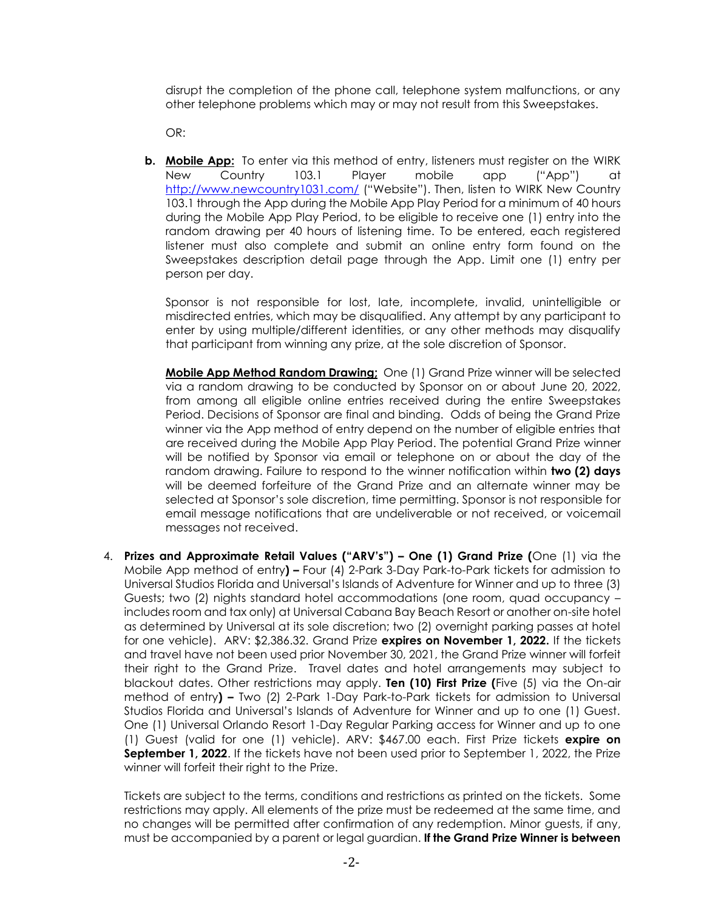disrupt the completion of the phone call, telephone system malfunctions, or any other telephone problems which may or may not result from this Sweepstakes.

OR:

**b. Mobile App:** To enter via this method of entry, listeners must register on the WIRK New Country 103.1 Player mobile app ("App") at http://www.newcountry1031.com/ ("Website"). Then, listen to WIRK New Country 103.1 through the App during the Mobile App Play Period for a minimum of 40 hours during the Mobile App Play Period, to be eligible to receive one (1) entry into the random drawing per 40 hours of listening time. To be entered, each registered listener must also complete and submit an online entry form found on the Sweepstakes description detail page through the App. Limit one (1) entry per person per day.

Sponsor is not responsible for lost, late, incomplete, invalid, unintelligible or misdirected entries, which may be disqualified. Any attempt by any participant to enter by using multiple/different identities, or any other methods may disqualify that participant from winning any prize, at the sole discretion of Sponsor.

**Mobile App Method Random Drawing:** One (1) Grand Prize winner will be selected via a random drawing to be conducted by Sponsor on or about June 20, 2022, from among all eligible online entries received during the entire Sweepstakes Period. Decisions of Sponsor are final and binding. Odds of being the Grand Prize winner via the App method of entry depend on the number of eligible entries that are received during the Mobile App Play Period. The potential Grand Prize winner will be notified by Sponsor via email or telephone on or about the day of the random drawing. Failure to respond to the winner notification within **two (2) days** will be deemed forfeiture of the Grand Prize and an alternate winner may be selected at Sponsor's sole discretion, time permitting. Sponsor is not responsible for email message notifications that are undeliverable or not received, or voicemail messages not received.

4. **Prizes and Approximate Retail Values ("ARV's") – One (1) Grand Prize (**One (1) via the Mobile App method of entry**) –** Four (4) 2-Park 3-Day Park-to-Park tickets for admission to Universal Studios Florida and Universal's Islands of Adventure for Winner and up to three (3) Guests; two (2) nights standard hotel accommodations (one room, quad occupancy – includes room and tax only) at Universal Cabana Bay Beach Resort or another on-site hotel as determined by Universal at its sole discretion; two (2) overnight parking passes at hotel for one vehicle). ARV: $2,386.32. Grand Prize **expires on November 1, 2022.** If the tickets and travel have not been used prior November 30, 2021, the Grand Prize winner will forfeit their right to the Grand Prize. Travel dates and hotel arrangements may subject to blackout dates. Other restrictions may apply. **Ten (10) First Prize (**Five (5) via the On-air method of entry**) –** Two (2) 2-Park 1-Day Park-to-Park tickets for admission to Universal Studios Florida and Universal's Islands of Adventure for Winner and up to one (1) Guest. One (1) Universal Orlando Resort 1-Day Regular Parking access for Winner and up to one (1) Guest (valid for one (1) vehicle). ARV: $467.00 each. First Prize tickets **expire on September 1, 2022**. If the tickets have not been used prior to September 1, 2022, the Prize winner will forfeit their right to the Prize.

   Tickets are subject to the terms, conditions and restrictions as printed on the tickets. Some restrictions may apply. All elements of the prize must be redeemed at the same time, and no changes will be permitted after confirmation of any redemption. Minor guests, if any, must be accompanied by a parent or legal guardian. **If the Grand Prize Winner is between**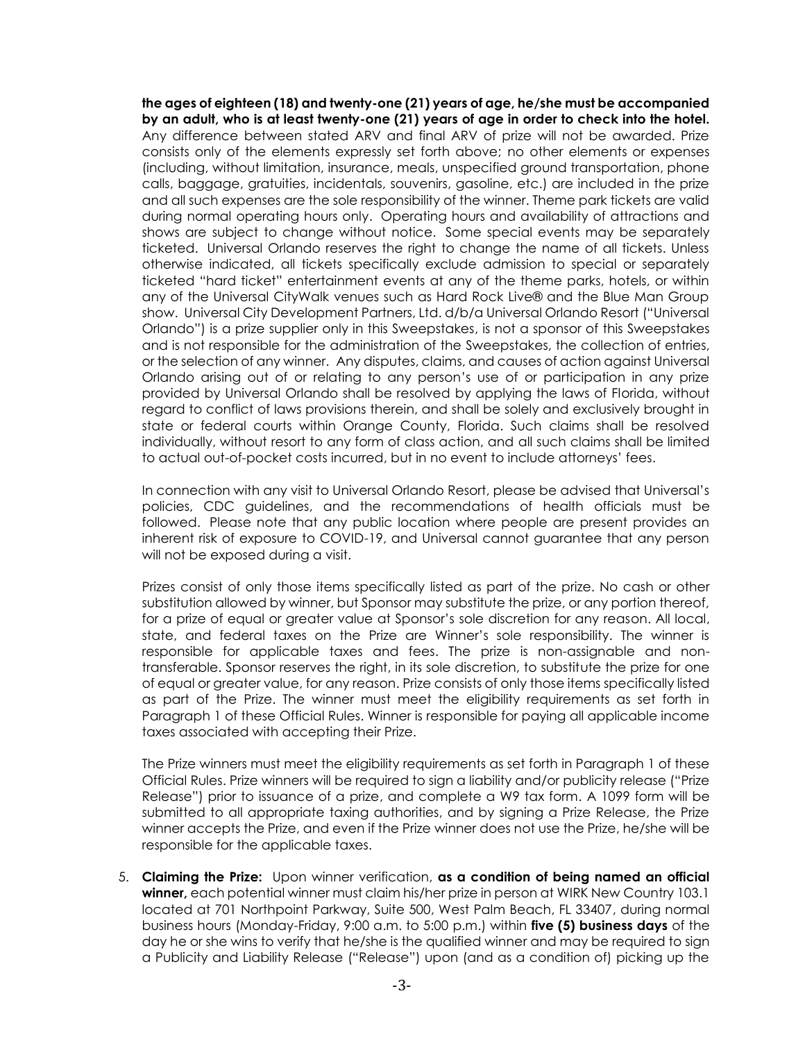**the ages of eighteen (18) and twenty-one (21) years of age, he/she must be accompanied by an adult, who is at least twenty-one (21) years of age in order to check into the hotel.** Any difference between stated ARV and final ARV of prize will not be awarded. Prize consists only of the elements expressly set forth above; no other elements or expenses (including, without limitation, insurance, meals, unspecified ground transportation, phone calls, baggage, gratuities, incidentals, souvenirs, gasoline, etc.) are included in the prize and all such expenses are the sole responsibility of the winner. Theme park tickets are valid during normal operating hours only. Operating hours and availability of attractions and shows are subject to change without notice. Some special events may be separately ticketed. Universal Orlando reserves the right to change the name of all tickets. Unless otherwise indicated, all tickets specifically exclude admission to special or separately ticketed "hard ticket" entertainment events at any of the theme parks, hotels, or within any of the Universal CityWalk venues such as Hard Rock Live® and the Blue Man Group show. Universal City Development Partners, Ltd. d/b/a Universal Orlando Resort ("Universal Orlando") is a prize supplier only in this Sweepstakes, is not a sponsor of this Sweepstakes and is not responsible for the administration of the Sweepstakes, the collection of entries, or the selection of any winner. Any disputes, claims, and causes of action against Universal Orlando arising out of or relating to any person's use of or participation in any prize provided by Universal Orlando shall be resolved by applying the laws of Florida, without regard to conflict of laws provisions therein, and shall be solely and exclusively brought in state or federal courts within Orange County, Florida. Such claims shall be resolved individually, without resort to any form of class action, and all such claims shall be limited to actual out-of-pocket costs incurred, but in no event to include attorneys' fees.

In connection with any visit to Universal Orlando Resort, please be advised that Universal's policies, CDC guidelines, and the recommendations of health officials must be followed. Please note that any public location where people are present provides an inherent risk of exposure to COVID-19, and Universal cannot guarantee that any person will not be exposed during a visit.

Prizes consist of only those items specifically listed as part of the prize. No cash or other substitution allowed by winner, but Sponsor may substitute the prize, or any portion thereof, for a prize of equal or greater value at Sponsor's sole discretion for any reason. All local, state, and federal taxes on the Prize are Winner's sole responsibility. The winner is responsible for applicable taxes and fees. The prize is non-assignable and non-transferable. Sponsor reserves the right, in its sole discretion, to substitute the prize for one of equal or greater value, for any reason. Prize consists of only those items specifically listed as part of the Prize. The winner must meet the eligibility requirements as set forth in Paragraph 1 of these Official Rules. Winner is responsible for paying all applicable income taxes associated with accepting their Prize.

The Prize winners must meet the eligibility requirements as set forth in Paragraph 1 of these Official Rules. Prize winners will be required to sign a liability and/or publicity release ("Prize Release") prior to issuance of a prize, and complete a W9 tax form. A 1099 form will be submitted to all appropriate taxing authorities, and by signing a Prize Release, the Prize winner accepts the Prize, and even if the Prize winner does not use the Prize, he/she will be responsible for the applicable taxes.

5. **Claiming the Prize:** Upon winner verification, **as a condition of being named an official winner,** each potential winner must claim his/her prize in person at WIRK New Country 103.1 located at 701 Northpoint Parkway, Suite 500, West Palm Beach, FL 33407, during normal business hours (Monday-Friday, 9:00 a.m. to 5:00 p.m.) within **five (5) business days** of the day he or she wins to verify that he/she is the qualified winner and may be required to sign a Publicity and Liability Release ("Release") upon (and as a condition of) picking up the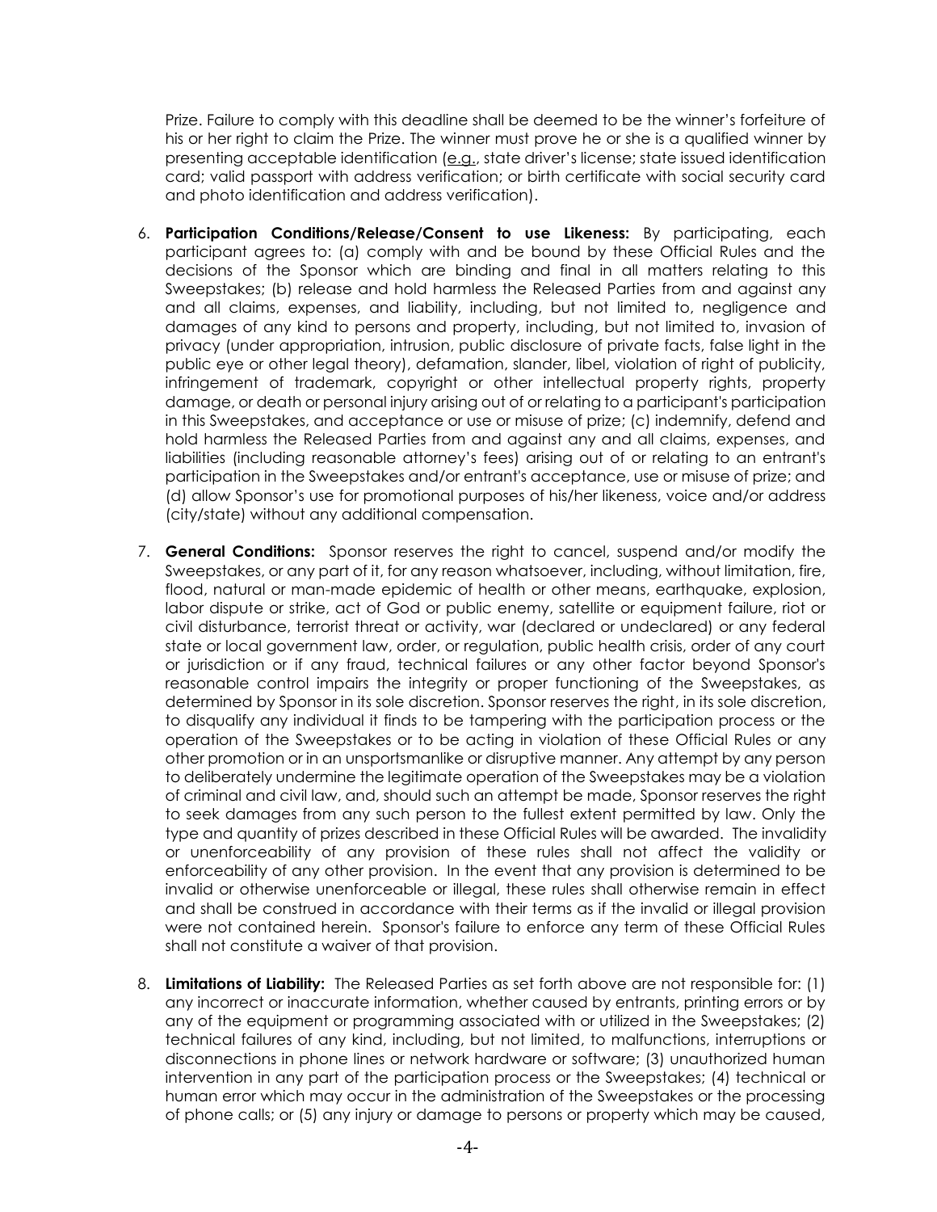Prize. Failure to comply with this deadline shall be deemed to be the winner's forfeiture of his or her right to claim the Prize. The winner must prove he or she is a qualified winner by presenting acceptable identification (e.g., state driver's license; state issued identification card; valid passport with address verification; or birth certificate with social security card and photo identification and address verification).

6. **Participation Conditions/Release/Consent to use Likeness:** By participating, each participant agrees to: (a) comply with and be bound by these Official Rules and the decisions of the Sponsor which are binding and final in all matters relating to this Sweepstakes; (b) release and hold harmless the Released Parties from and against any and all claims, expenses, and liability, including, but not limited to, negligence and damages of any kind to persons and property, including, but not limited to, invasion of privacy (under appropriation, intrusion, public disclosure of private facts, false light in the public eye or other legal theory), defamation, slander, libel, violation of right of publicity, infringement of trademark, copyright or other intellectual property rights, property damage, or death or personal injury arising out of or relating to a participant's participation in this Sweepstakes, and acceptance or use or misuse of prize; (c) indemnify, defend and hold harmless the Released Parties from and against any and all claims, expenses, and liabilities (including reasonable attorney's fees) arising out of or relating to an entrant's participation in the Sweepstakes and/or entrant's acceptance, use or misuse of prize; and (d) allow Sponsor's use for promotional purposes of his/her likeness, voice and/or address (city/state) without any additional compensation.

7. **General Conditions:** Sponsor reserves the right to cancel, suspend and/or modify the Sweepstakes, or any part of it, for any reason whatsoever, including, without limitation, fire, flood, natural or man-made epidemic of health or other means, earthquake, explosion, labor dispute or strike, act of God or public enemy, satellite or equipment failure, riot or civil disturbance, terrorist threat or activity, war (declared or undeclared) or any federal state or local government law, order, or regulation, public health crisis, order of any court or jurisdiction or if any fraud, technical failures or any other factor beyond Sponsor's reasonable control impairs the integrity or proper functioning of the Sweepstakes, as determined by Sponsor in its sole discretion. Sponsor reserves the right, in its sole discretion, to disqualify any individual it finds to be tampering with the participation process or the operation of the Sweepstakes or to be acting in violation of these Official Rules or any other promotion or in an unsportsmanlike or disruptive manner. Any attempt by any person to deliberately undermine the legitimate operation of the Sweepstakes may be a violation of criminal and civil law, and, should such an attempt be made, Sponsor reserves the right to seek damages from any such person to the fullest extent permitted by law. Only the type and quantity of prizes described in these Official Rules will be awarded. The invalidity or unenforceability of any provision of these rules shall not affect the validity or enforceability of any other provision. In the event that any provision is determined to be invalid or otherwise unenforceable or illegal, these rules shall otherwise remain in effect and shall be construed in accordance with their terms as if the invalid or illegal provision were not contained herein. Sponsor's failure to enforce any term of these Official Rules shall not constitute a waiver of that provision.

8. **Limitations of Liability:** The Released Parties as set forth above are not responsible for: (1) any incorrect or inaccurate information, whether caused by entrants, printing errors or by any of the equipment or programming associated with or utilized in the Sweepstakes; (2) technical failures of any kind, including, but not limited, to malfunctions, interruptions or disconnections in phone lines or network hardware or software; (3) unauthorized human intervention in any part of the participation process or the Sweepstakes; (4) technical or human error which may occur in the administration of the Sweepstakes or the processing of phone calls; or (5) any injury or damage to persons or property which may be caused,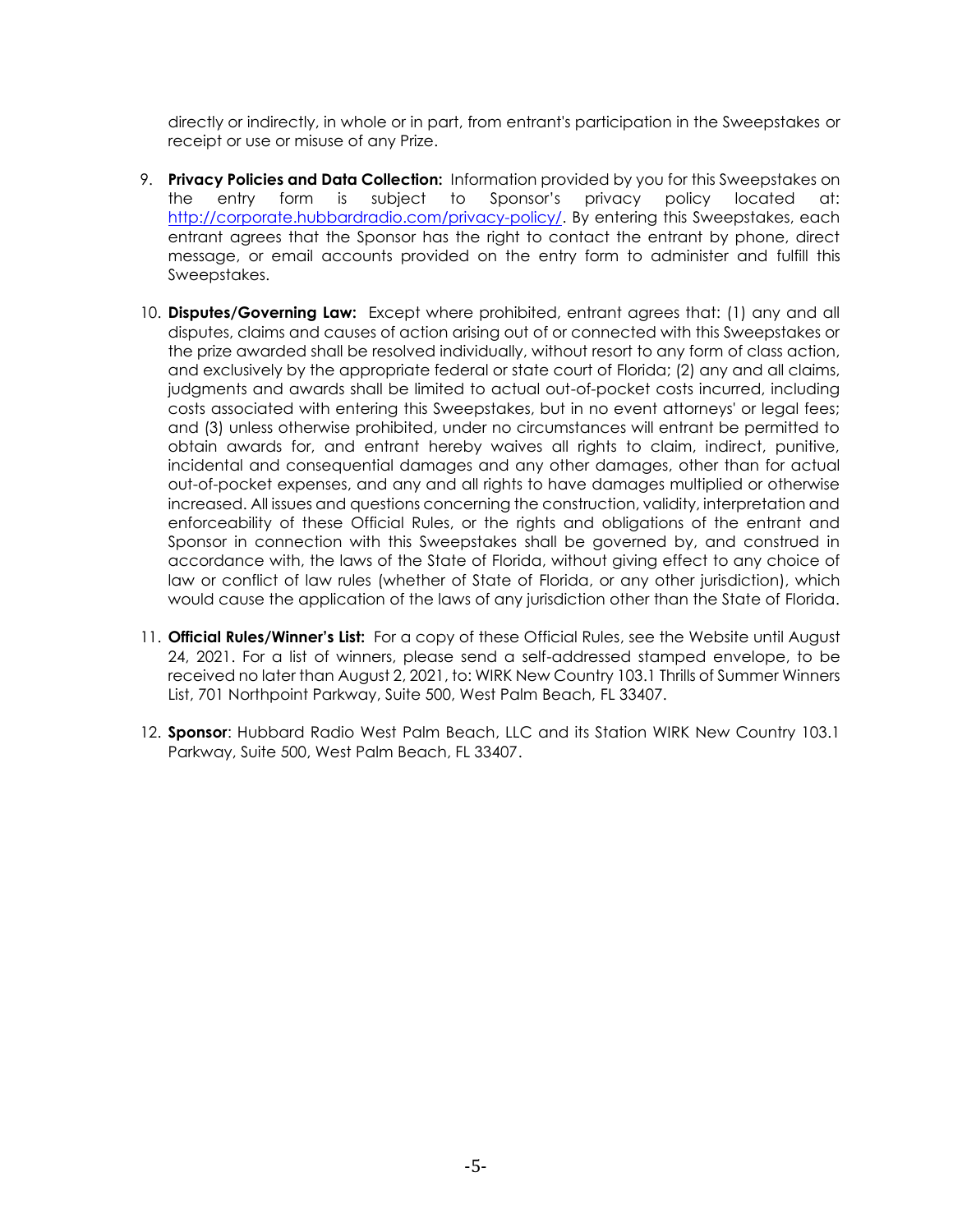directly or indirectly, in whole or in part, from entrant's participation in the Sweepstakes or receipt or use or misuse of any Prize.

9. **Privacy Policies and Data Collection:** Information provided by you for this Sweepstakes on the entry form is subject to Sponsor's privacy policy located at: [http://corporate.hubbardradio.com/privacy-policy/](http://corporate.hubbardradio.com/privacy-policy/). By entering this Sweepstakes, each entrant agrees that the Sponsor has the right to contact the entrant by phone, direct message, or email accounts provided on the entry form to administer and fulfill this Sweepstakes.

10. **Disputes/Governing Law:** Except where prohibited, entrant agrees that: (1) any and all disputes, claims and causes of action arising out of or connected with this Sweepstakes or the prize awarded shall be resolved individually, without resort to any form of class action, and exclusively by the appropriate federal or state court of Florida; (2) any and all claims, judgments and awards shall be limited to actual out-of-pocket costs incurred, including costs associated with entering this Sweepstakes, but in no event attorneys' or legal fees; and (3) unless otherwise prohibited, under no circumstances will entrant be permitted to obtain awards for, and entrant hereby waives all rights to claim, indirect, punitive, incidental and consequential damages and any other damages, other than for actual out-of-pocket expenses, and any and all rights to have damages multiplied or otherwise increased. All issues and questions concerning the construction, validity, interpretation and enforceability of these Official Rules, or the rights and obligations of the entrant and Sponsor in connection with this Sweepstakes shall be governed by, and construed in accordance with, the laws of the State of Florida, without giving effect to any choice of law or conflict of law rules (whether of State of Florida, or any other jurisdiction), which would cause the application of the laws of any jurisdiction other than the State of Florida.

11. **Official Rules/Winner's List:** For a copy of these Official Rules, see the Website until August 24, 2021. For a list of winners, please send a self-addressed stamped envelope, to be received no later than August 2, 2021, to: WIRK New Country 103.1 Thrills of Summer Winners List, 701 Northpoint Parkway, Suite 500, West Palm Beach, FL 33407.

12. **Sponsor**: Hubbard Radio West Palm Beach, LLC and its Station WIRK New Country 103.1 Parkway, Suite 500, West Palm Beach, FL 33407.